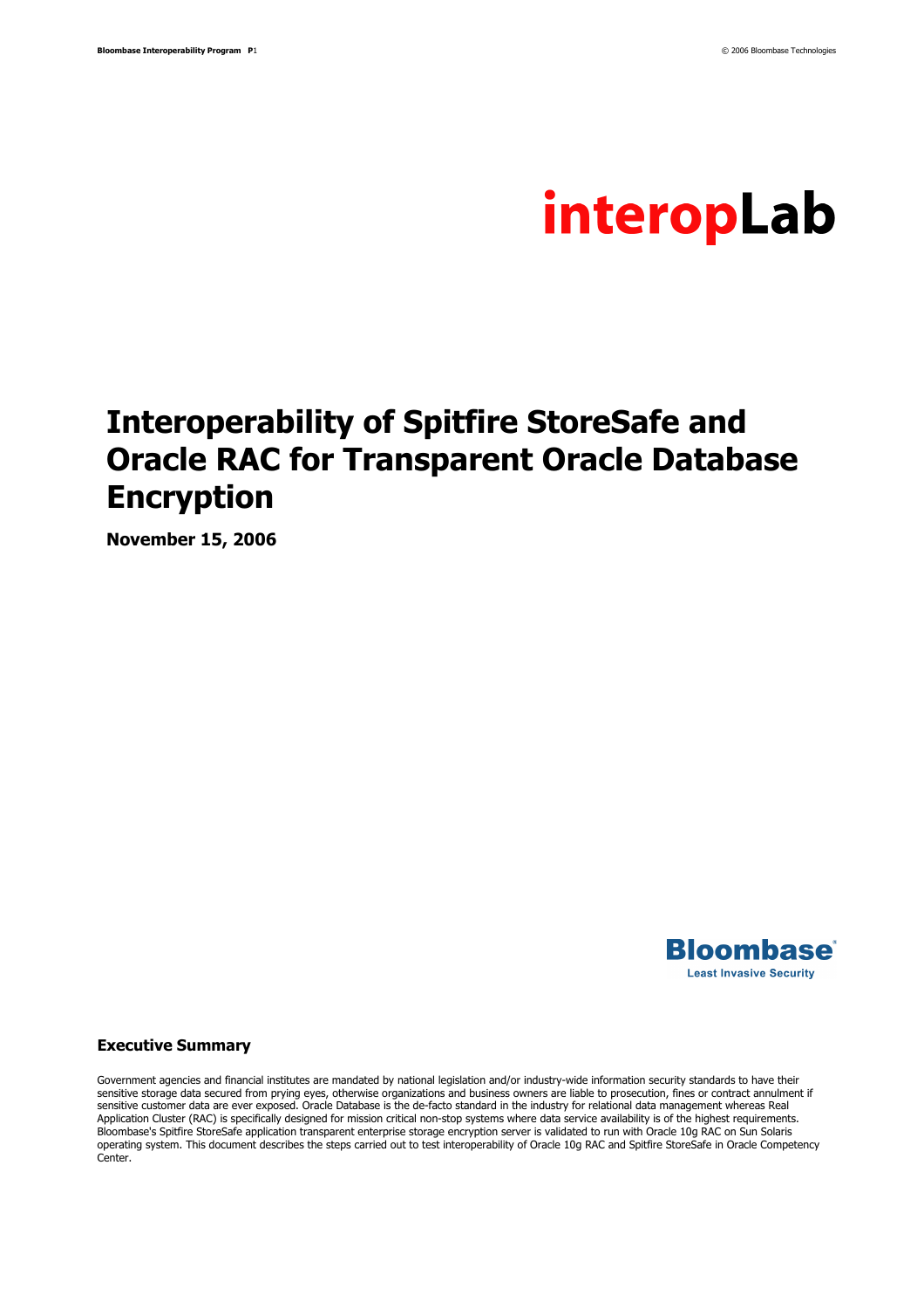interopLab

# Interoperability of Spitfire StoreSafe and Oracle RAC for Transparent Oracle Database Encryption

**November 15, 2006**

Bloombase
Least Invasive Security

## Executive Summary

Government agencies and financial institutes are mandated by national legislation and/or industry-wide information security standards to have their sensitive storage data secured from prying eyes, otherwise organizations and business owners are liable to prosecution, fines or contract annulment if sensitive customer data are ever exposed. Oracle Database is the de-facto standard in the industry for relational data management whereas Real Application Cluster (RAC) is specifically designed for mission critical non-stop systems where data service availability is of the highest requirements. Bloombase's Spitfire StoreSafe application transparent enterprise storage encryption server is validated to run with Oracle 10g RAC on Sun Solaris operating system. This document describes the steps carried out to test interoperability of Oracle 10g RAC and Spitfire StoreSafe in Oracle Competency Center.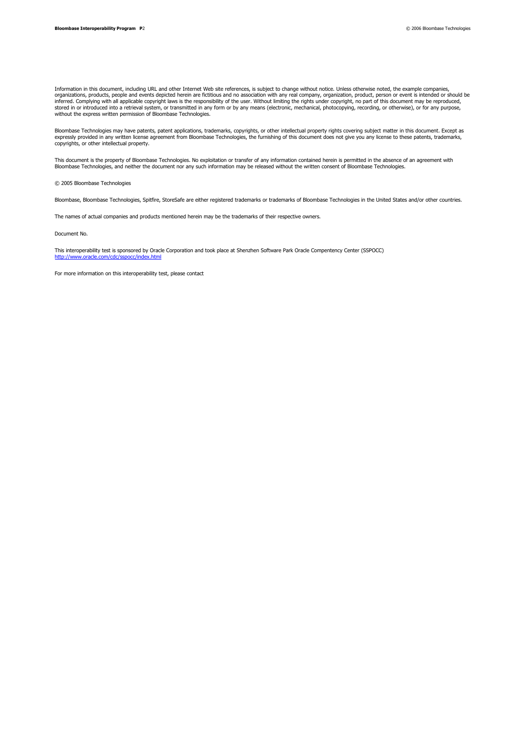Information in this document, including URL and other Internet Web site references, is subject to change without notice. Unless otherwise noted, the example companies, organizations, products, people and events depicted herein are fictitious and no association with any real company, organization, product, person or event is intended or should be inferred. Complying with all applicable copyright laws is the responsibility of the user. Without limiting the rights under copyright, no part of this document may be reproduced, stored in or introduced into a retrieval system, or transmitted in any form or by any means (electronic, mechanical, photocopying, recording, or otherwise), or for any purpose, without the express written permission of Bloombase Technologies.

Bloombase Technologies may have patents, patent applications, trademarks, copyrights, or other intellectual property rights covering subject matter in this document. Except as expressly provided in any written license agreement from Bloombase Technologies, the furnishing of this document does not give you any license to these patents, trademarks, copyrights, or other intellectual property.

This document is the property of Bloombase Technologies. No exploitation or transfer of any information contained herein is permitted in the absence of an agreement with Bloombase Technologies, and neither the document nor any such information may be released without the written consent of Bloombase Technologies.

© 2005 Bloombase Technologies

Bloombase, Bloombase Technologies, Spitfire, StoreSafe are either registered trademarks or trademarks of Bloombase Technologies in the United States and/or other countries.

The names of actual companies and products mentioned herein may be the trademarks of their respective owners.

Document No.

This interoperability test is sponsored by Oracle Corporation and took place at Shenzhen Software Park Oracle Compentency Center (SSPOCC)
http://www.oracle.com/cdc/sspocc/index.html

For more information on this interoperability test, please contact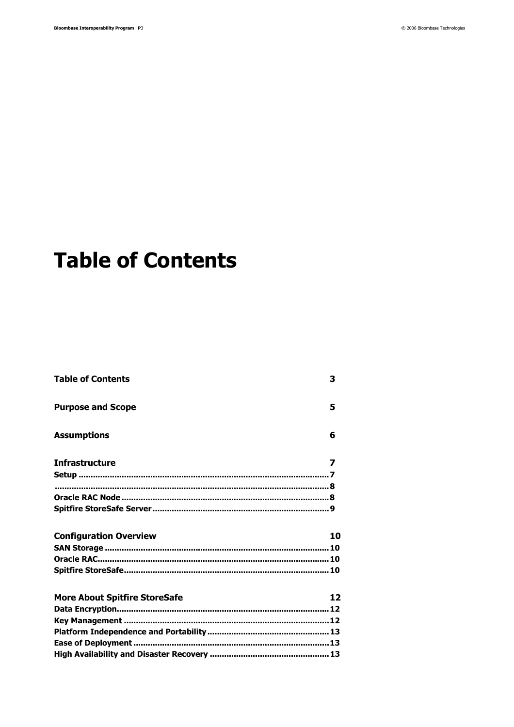# Table of Contents

| | |
|---|---|
| **Table of Contents** | **3** |
| **Purpose and Scope** | **5** |
| **Assumptions** | **6** |
| **Infrastructure** | **7** |
| **Setup** | **7** |
| | **8** |
| **Oracle RAC Node** | **8** |
| **Spitfire StoreSafe Server** | **9** |
| **Configuration Overview** | **10** |
| **SAN Storage** | **10** |
| **Oracle RAC** | **10** |
| **Spitfire StoreSafe** | **10** |
| **More About Spitfire StoreSafe** | **12** |
| **Data Encryption** | **12** |
| **Key Management** | **12** |
| **Platform Independence and Portability** | **13** |
| **Ease of Deployment** | **13** |
| **High Availability and Disaster Recovery** | **13** |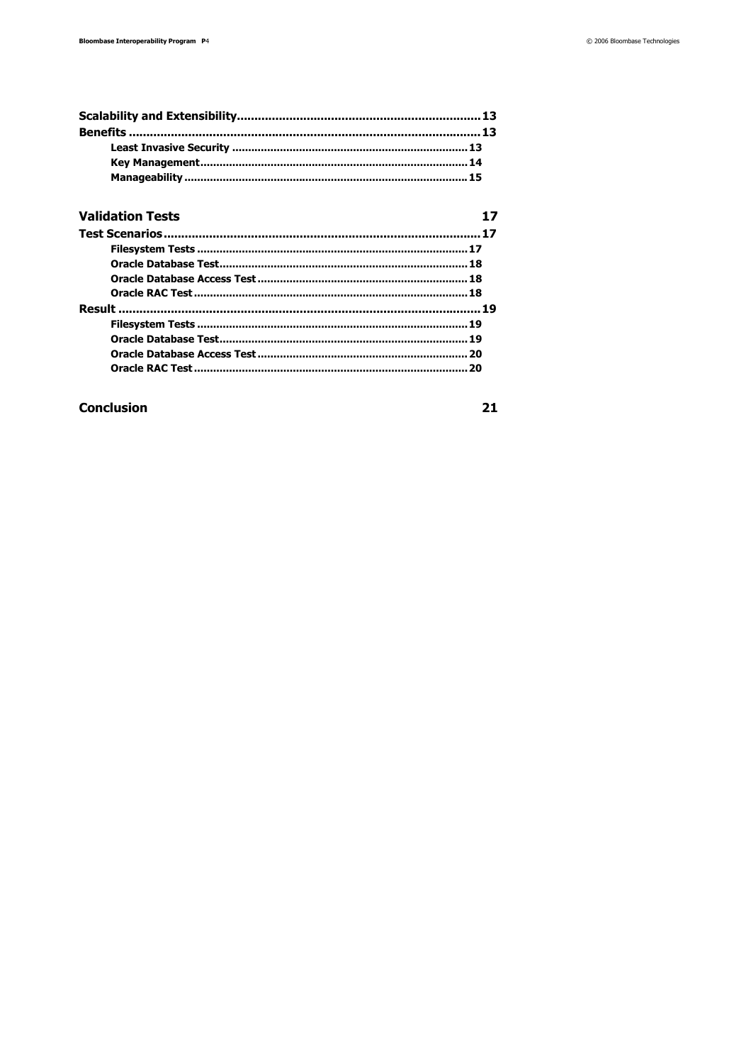Scalability and Extensibility.................................................................... 13

Benefits .................................................................................................. 13

- Least Invasive Security ........................................................................ 13
- Key Management.................................................................................. 14
- Manageability ....................................................................................... 15

**Validation Tests** 17

Test Scenarios......................................................................................... 17

- Filesystem Tests ................................................................................... 17
- Oracle Database Test............................................................................ 18
- Oracle Database Access Test ................................................................ 18
- Oracle RAC Test .................................................................................... 18

Result ...................................................................................................... 19

- Filesystem Tests ................................................................................... 19
- Oracle Database Test............................................................................ 19
- Oracle Database Access Test ................................................................ 20
- Oracle RAC Test .................................................................................... 20

**Conclusion** 21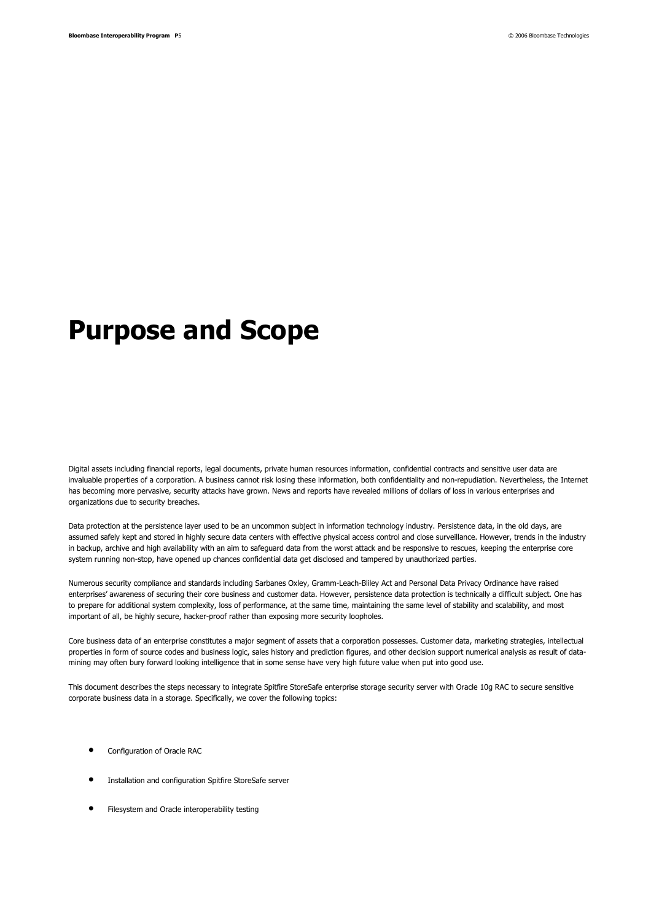# Purpose and Scope

Digital assets including financial reports, legal documents, private human resources information, confidential contracts and sensitive user data are invaluable properties of a corporation. A business cannot risk losing these information, both confidentiality and non-repudiation. Nevertheless, the Internet has becoming more pervasive, security attacks have grown. News and reports have revealed millions of dollars of loss in various enterprises and organizations due to security breaches.

Data protection at the persistence layer used to be an uncommon subject in information technology industry. Persistence data, in the old days, are assumed safely kept and stored in highly secure data centers with effective physical access control and close surveillance. However, trends in the industry in backup, archive and high availability with an aim to safeguard data from the worst attack and be responsive to rescues, keeping the enterprise core system running non-stop, have opened up chances confidential data get disclosed and tampered by unauthorized parties.

Numerous security compliance and standards including Sarbanes Oxley, Gramm-Leach-Bliley Act and Personal Data Privacy Ordinance have raised enterprises' awareness of securing their core business and customer data. However, persistence data protection is technically a difficult subject. One has to prepare for additional system complexity, loss of performance, at the same time, maintaining the same level of stability and scalability, and most important of all, be highly secure, hacker-proof rather than exposing more security loopholes.

Core business data of an enterprise constitutes a major segment of assets that a corporation possesses. Customer data, marketing strategies, intellectual properties in form of source codes and business logic, sales history and prediction figures, and other decision support numerical analysis as result of data-mining may often bury forward looking intelligence that in some sense have very high future value when put into good use.

This document describes the steps necessary to integrate Spitfire StoreSafe enterprise storage security server with Oracle 10g RAC to secure sensitive corporate business data in a storage. Specifically, we cover the following topics:

- Configuration of Oracle RAC
- Installation and configuration Spitfire StoreSafe server
- Filesystem and Oracle interoperability testing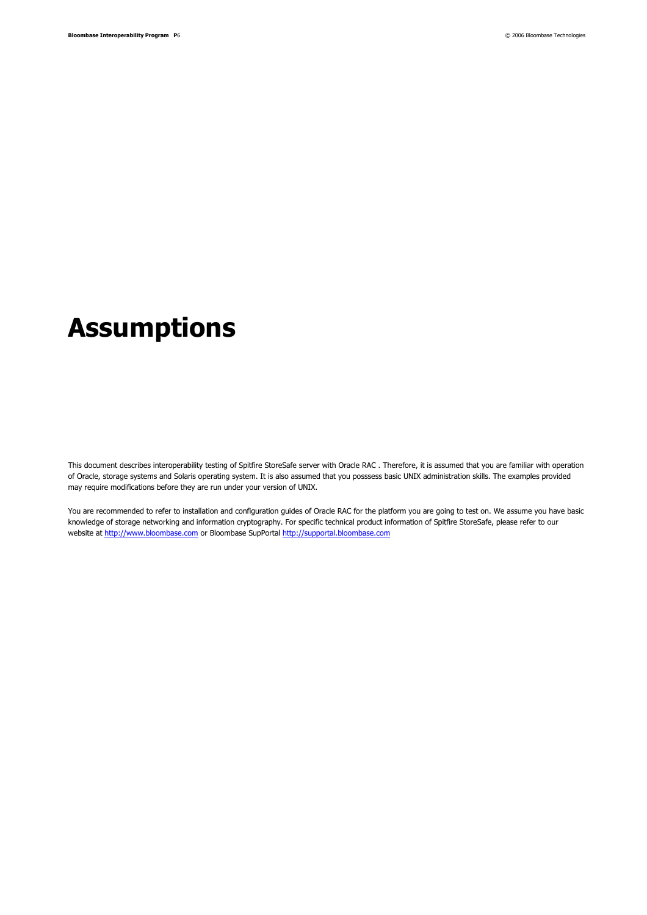# Assumptions

This document describes interoperability testing of Spitfire StoreSafe server with Oracle RAC . Therefore, it is assumed that you are familiar with operation of Oracle, storage systems and Solaris operating system. It is also assumed that you posssess basic UNIX administration skills. The examples provided may require modifications before they are run under your version of UNIX.

You are recommended to refer to installation and configuration guides of Oracle RAC for the platform you are going to test on. We assume you have basic knowledge of storage networking and information cryptography. For specific technical product information of Spitfire StoreSafe, please refer to our website at [http://www.bloombase.com](http://www.bloombase.com) or Bloombase SupPortal [http://supportal.bloombase.com](http://supportal.bloombase.com)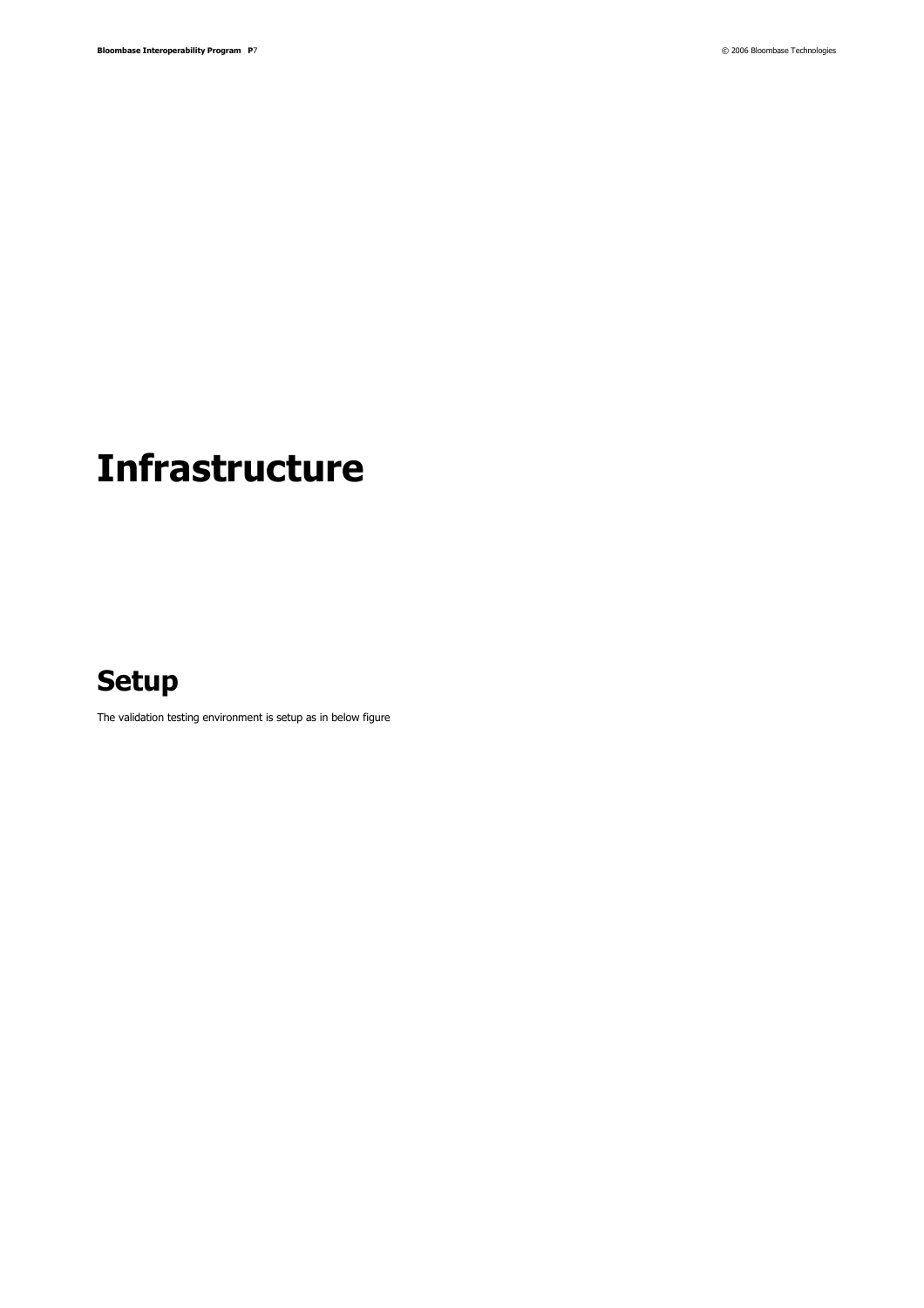# Infrastructure

## Setup

The validation testing environment is setup as in below figure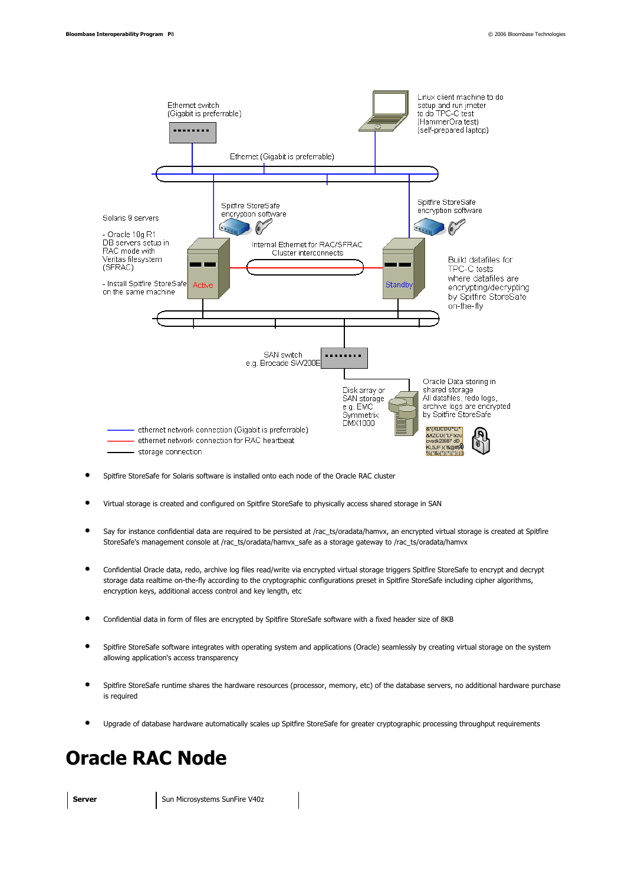- Spitfire StoreSafe for Solaris software is installed onto each node of the Oracle RAC cluster
- Virtual storage is created and configured on Spitfire StoreSafe to physically access shared storage in SAN
- Say for instance confidential data are required to be persisted at /rac_ts/oradata/hamvx, an encrypted virtual storage is created at Spitfire StoreSafe's management console at /rac_ts/oradata/hamvx_safe as a storage gateway to /rac_ts/oradata/hamvx
- Confidential Oracle data, redo, archive log files read/write via encrypted virtual storage triggers Spitfire StoreSafe to encrypt and decrypt storage data realtime on-the-fly according to the cryptographic configurations preset in Spitfire StoreSafe including cipher algorithms, encryption keys, additional access control and key length, etc
- Confidential data in form of files are encrypted by Spitfire StoreSafe software with a fixed header size of 8KB
- Spitfire StoreSafe software integrates with operating system and applications (Oracle) seamlessly by creating virtual storage on the system allowing application's access transparency
- Spitfire StoreSafe runtime shares the hardware resources (processor, memory, etc) of the database servers, no additional hardware purchase is required
- Upgrade of database hardware automatically scales up Spitfire StoreSafe for greater cryptographic processing throughput requirements

# Oracle RAC Node

| **Server** | Sun Microsystems SunFire V40z |
|---|---|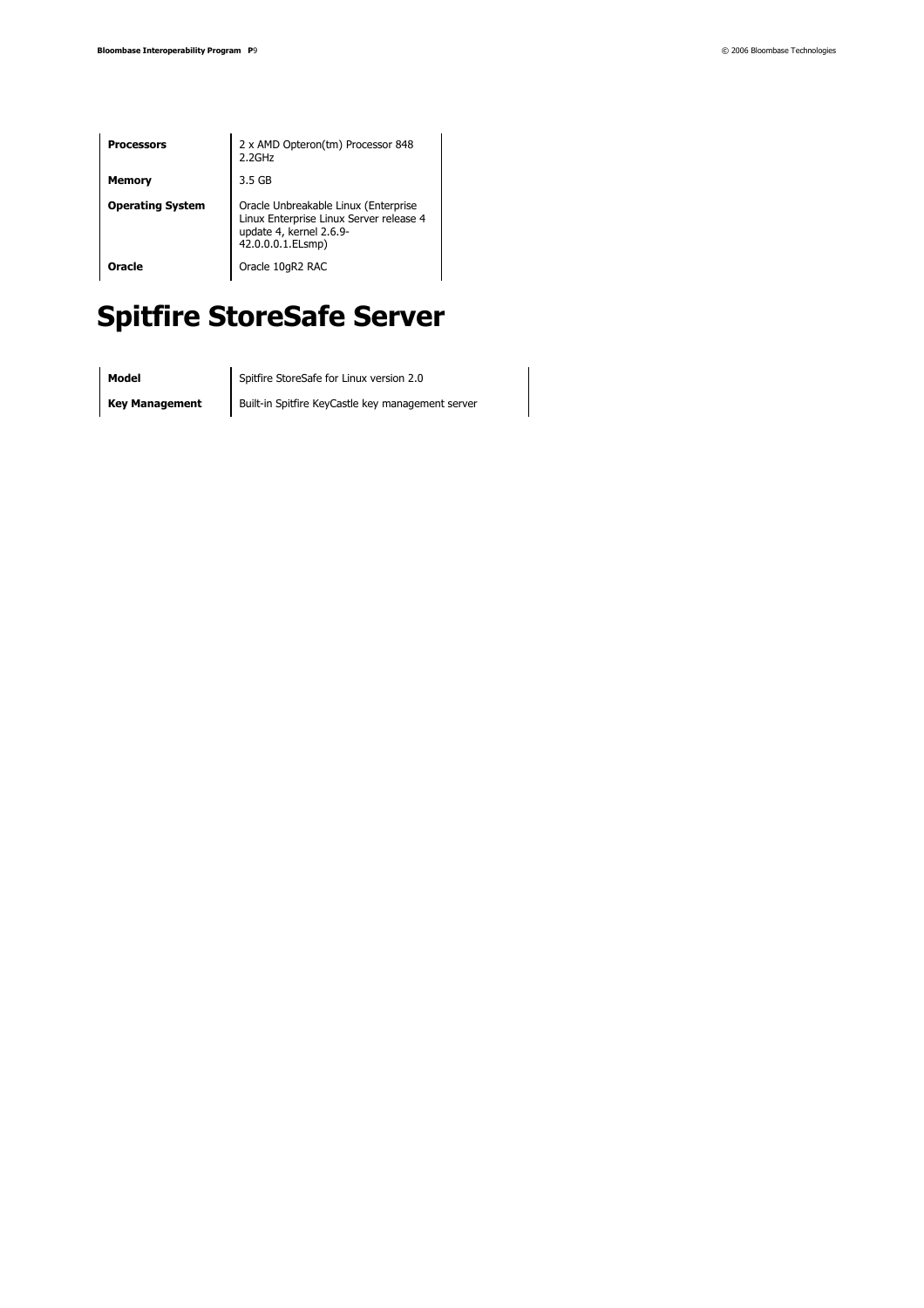| | |
|---|---|
| **Processors** | 2 x AMD Opteron(tm) Processor 848 2.2GHz |
| **Memory** | 3.5 GB |
| **Operating System** | Oracle Unbreakable Linux (Enterprise Linux Enterprise Linux Server release 4 update 4, kernel 2.6.9-42.0.0.0.1.ELsmp) |
| **Oracle** | Oracle 10gR2 RAC |

# Spitfire StoreSafe Server

| | |
|---|---|
| **Model** | Spitfire StoreSafe for Linux version 2.0 |
| **Key Management** | Built-in Spitfire KeyCastle key management server |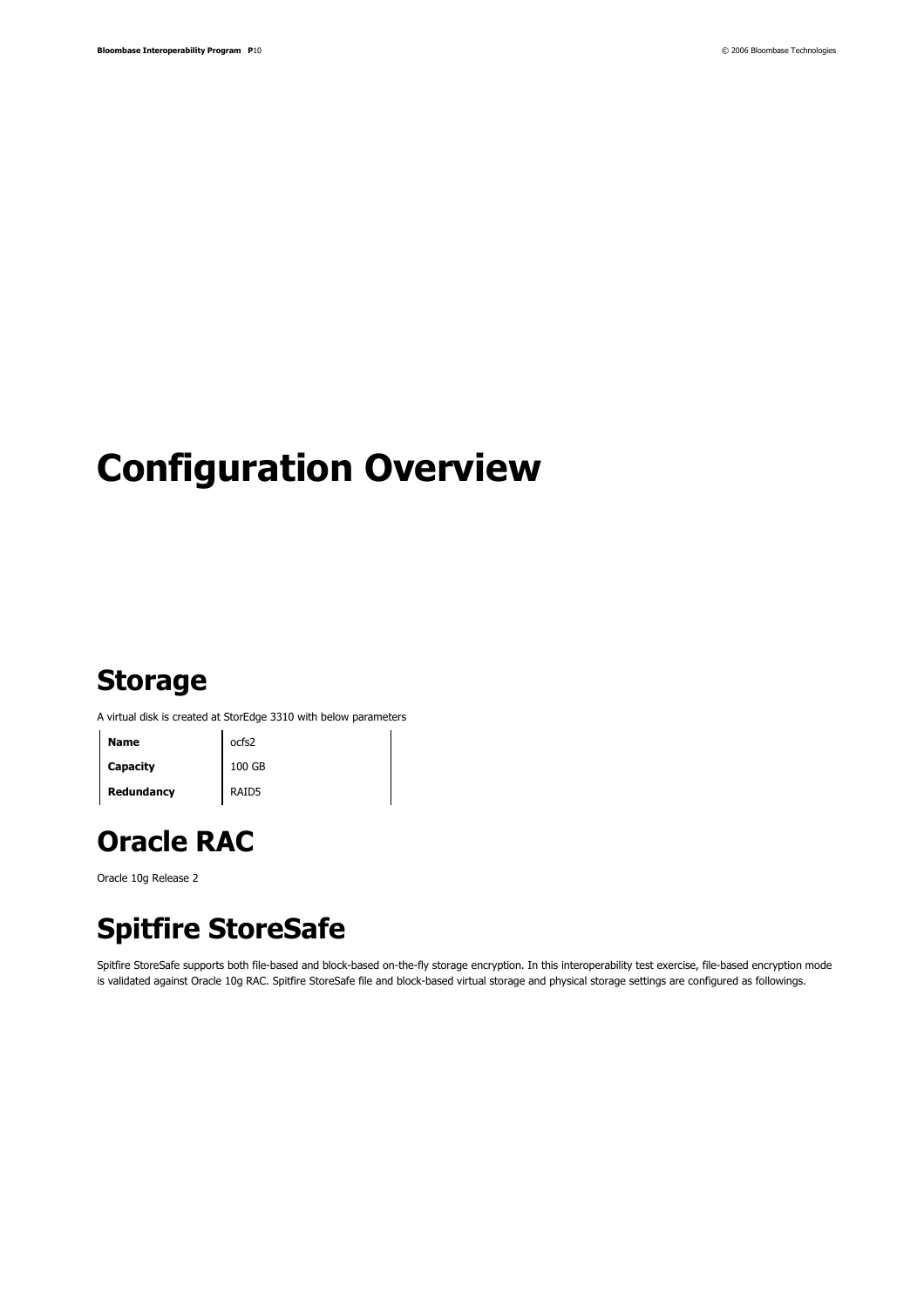# Configuration Overview

## Storage

A virtual disk is created at StorEdge 3310 with below parameters

| | |
|---|---|
| **Name** | ocfs2 |
| **Capacity** | 100 GB |
| **Redundancy** | RAID5 |

## Oracle RAC

Oracle 10g Release 2

## Spitfire StoreSafe

Spitfire StoreSafe supports both file-based and block-based on-the-fly storage encryption. In this interoperability test exercise, file-based encryption mode is validated against Oracle 10g RAC. Spitfire StoreSafe file and block-based virtual storage and physical storage settings are configured as followings.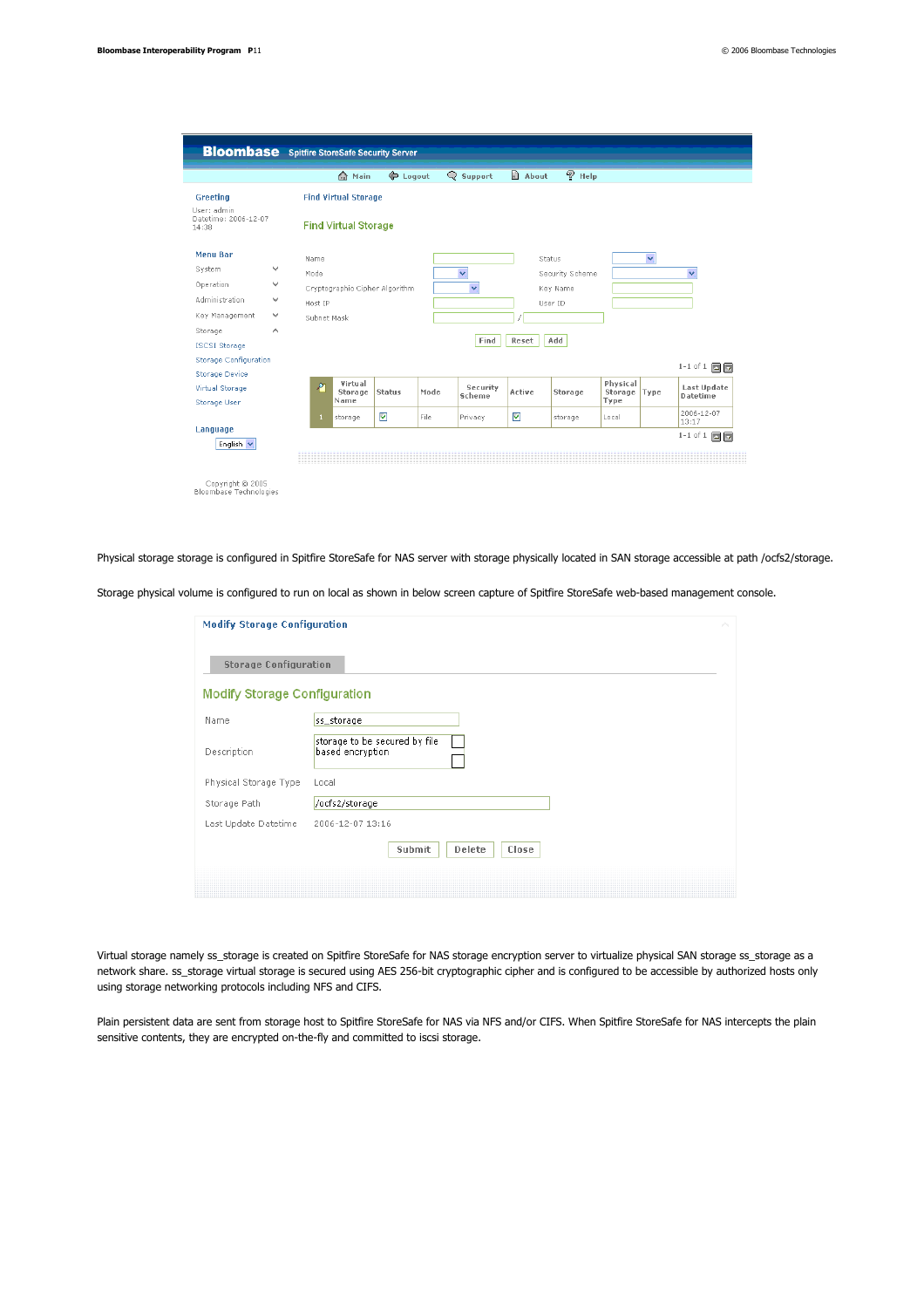Bloombase Spitfire StoreSafe Security Server

Main | Logout | Support | About | Help

**Greeting**

User: admin
Datetime: 2006-12-07 14:38

**Menu Bar**

- System
- Operation
- Administration
- Key Management
- Storage
  - iSCSI Storage
  - Storage Configuration
  - Storage Device
  - Virtual Storage
  - Storage User

**Language**

English

Copyright © 2005 Bloombase Technologies

Find Virtual Storage

## Find Virtual Storage

Name | Status
Mode | Security Scheme
Cryptographic Cipher Algorithm | Key Name
Host IP | User ID
Subnet Mask /

Find | Reset | Add

1-1 of 1

| | Virtual Storage Name | Status | Mode | Security Scheme | Active | Storage | Physical Storage Type | Type | Last Update Datetime |
|---|---|---|---|---|---|---|---|---|---|
| 1 | storage | ☑ | File | Privacy | ☑ | storage | Local | | 2006-12-07 13:17 |

1-1 of 1

Physical storage storage is configured in Spitfire StoreSafe for NAS server with storage physically located in SAN storage accessible at path /ocfs2/storage.

Storage physical volume is configured to run on local as shown in below screen capture of Spitfire StoreSafe web-based management console.

Modify Storage Configuration

Storage Configuration

## Modify Storage Configuration

| | |
|---|---|
| Name | ss_storage |
| Description | storage to be secured by file based encryption |
| Physical Storage Type | Local |
| Storage Path | /ocfs2/storage |
| Last Update Datetime | 2006-12-07 13:16 |

Submit | Delete | Close

Virtual storage namely ss_storage is created on Spitfire StoreSafe for NAS storage encryption server to virtualize physical SAN storage ss_storage as a network share. ss_storage virtual storage is secured using AES 256-bit cryptographic cipher and is configured to be accessible by authorized hosts only using storage networking protocols including NFS and CIFS.

Plain persistent data are sent from storage host to Spitfire StoreSafe for NAS via NFS and/or CIFS. When Spitfire StoreSafe for NAS intercepts the plain sensitive contents, they are encrypted on-the-fly and committed to iscsi storage.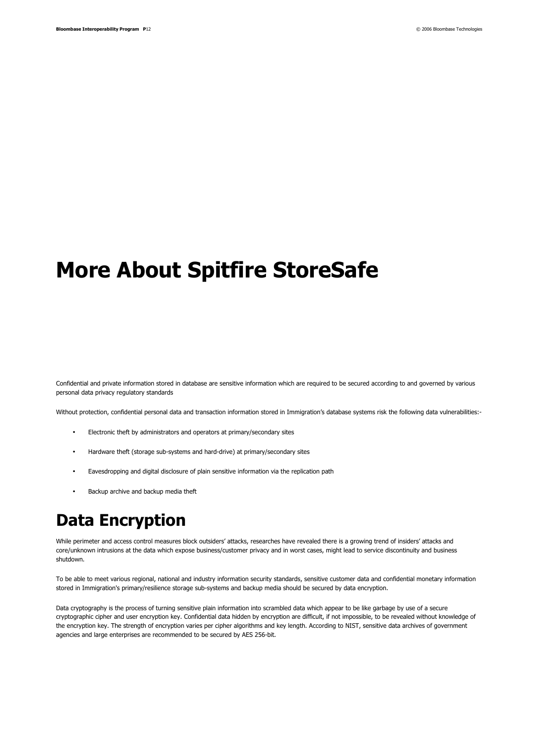# More About Spitfire StoreSafe

Confidential and private information stored in database are sensitive information which are required to be secured according to and governed by various personal data privacy regulatory standards

Without protection, confidential personal data and transaction information stored in Immigration's database systems risk the following data vulnerabilities:-

- Electronic theft by administrators and operators at primary/secondary sites
- Hardware theft (storage sub-systems and hard-drive) at primary/secondary sites
- Eavesdropping and digital disclosure of plain sensitive information via the replication path
- Backup archive and backup media theft

## Data Encryption

While perimeter and access control measures block outsiders' attacks, researches have revealed there is a growing trend of insiders' attacks and core/unknown intrusions at the data which expose business/customer privacy and in worst cases, might lead to service discontinuity and business shutdown.

To be able to meet various regional, national and industry information security standards, sensitive customer data and confidential monetary information stored in Immigration's primary/resilience storage sub-systems and backup media should be secured by data encryption.

Data cryptography is the process of turning sensitive plain information into scrambled data which appear to be like garbage by use of a secure cryptographic cipher and user encryption key. Confidential data hidden by encryption are difficult, if not impossible, to be revealed without knowledge of the encryption key. The strength of encryption varies per cipher algorithms and key length. According to NIST, sensitive data archives of government agencies and large enterprises are recommended to be secured by AES 256-bit.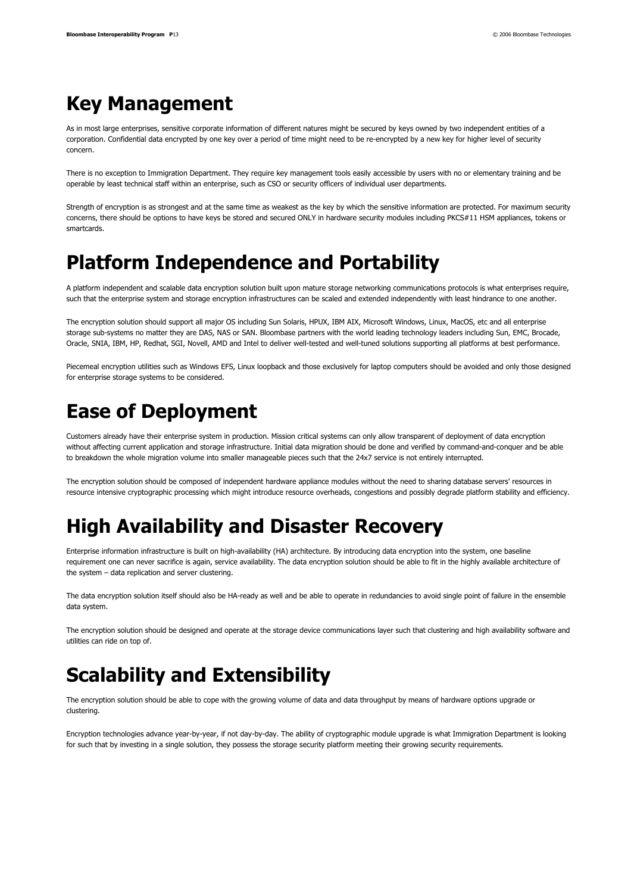# Key Management

As in most large enterprises, sensitive corporate information of different natures might be secured by keys owned by two independent entities of a corporation. Confidential data encrypted by one key over a period of time might need to be re-encrypted by a new key for higher level of security concern.

There is no exception to Immigration Department. They require key management tools easily accessible by users with no or elementary training and be operable by least technical staff within an enterprise, such as CSO or security officers of individual user departments.

Strength of encryption is as strongest and at the same time as weakest as the key by which the sensitive information are protected. For maximum security concerns, there should be options to have keys be stored and secured ONLY in hardware security modules including PKCS#11 HSM appliances, tokens or smartcards.

# Platform Independence and Portability

A platform independent and scalable data encryption solution built upon mature storage networking communications protocols is what enterprises require, such that the enterprise system and storage encryption infrastructures can be scaled and extended independently with least hindrance to one another.

The encryption solution should support all major OS including Sun Solaris, HPUX, IBM AIX, Microsoft Windows, Linux, MacOS, etc and all enterprise storage sub-systems no matter they are DAS, NAS or SAN. Bloombase partners with the world leading technology leaders including Sun, EMC, Brocade, Oracle, SNIA, IBM, HP, Redhat, SGI, Novell, AMD and Intel to deliver well-tested and well-tuned solutions supporting all platforms at best performance.

Piecemeal encryption utilities such as Windows EFS, Linux loopback and those exclusively for laptop computers should be avoided and only those designed for enterprise storage systems to be considered.

# Ease of Deployment

Customers already have their enterprise system in production. Mission critical systems can only allow transparent of deployment of data encryption without affecting current application and storage infrastructure. Initial data migration should be done and verified by command-and-conquer and be able to breakdown the whole migration volume into smaller manageable pieces such that the 24x7 service is not entirely interrupted.

The encryption solution should be composed of independent hardware appliance modules without the need to sharing database servers' resources in resource intensive cryptographic processing which might introduce resource overheads, congestions and possibly degrade platform stability and efficiency.

# High Availability and Disaster Recovery

Enterprise information infrastructure is built on high-availability (HA) architecture. By introducing data encryption into the system, one baseline requirement one can never sacrifice is again, service availability. The data encryption solution should be able to fit in the highly available architecture of the system – data replication and server clustering.

The data encryption solution itself should also be HA-ready as well and be able to operate in redundancies to avoid single point of failure in the ensemble data system.

The encryption solution should be designed and operate at the storage device communications layer such that clustering and high availability software and utilities can ride on top of.

# Scalability and Extensibility

The encryption solution should be able to cope with the growing volume of data and data throughput by means of hardware options upgrade or clustering.

Encryption technologies advance year-by-year, if not day-by-day. The ability of cryptographic module upgrade is what Immigration Department is looking for such that by investing in a single solution, they possess the storage security platform meeting their growing security requirements.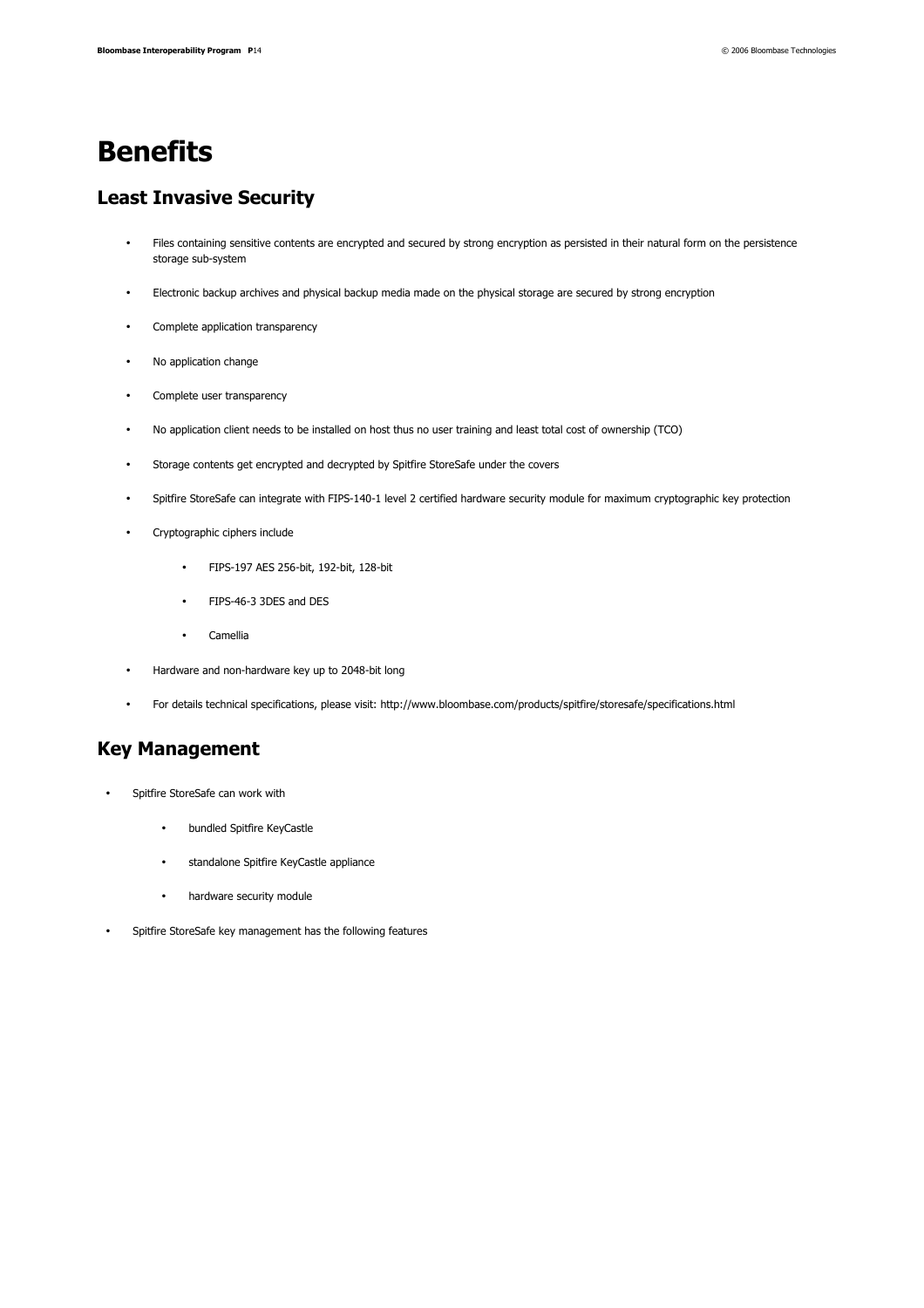# Benefits

## Least Invasive Security

- Files containing sensitive contents are encrypted and secured by strong encryption as persisted in their natural form on the persistence storage sub-system
- Electronic backup archives and physical backup media made on the physical storage are secured by strong encryption
- Complete application transparency
- No application change
- Complete user transparency
- No application client needs to be installed on host thus no user training and least total cost of ownership (TCO)
- Storage contents get encrypted and decrypted by Spitfire StoreSafe under the covers
- Spitfire StoreSafe can integrate with FIPS-140-1 level 2 certified hardware security module for maximum cryptographic key protection
- Cryptographic ciphers include
    - FIPS-197 AES 256-bit, 192-bit, 128-bit
    - FIPS-46-3 3DES and DES
    - Camellia
- Hardware and non-hardware key up to 2048-bit long
- For details technical specifications, please visit: http://www.bloombase.com/products/spitfire/storesafe/specifications.html

## Key Management

- Spitfire StoreSafe can work with
    - bundled Spitfire KeyCastle
    - standalone Spitfire KeyCastle appliance
    - hardware security module
- Spitfire StoreSafe key management has the following features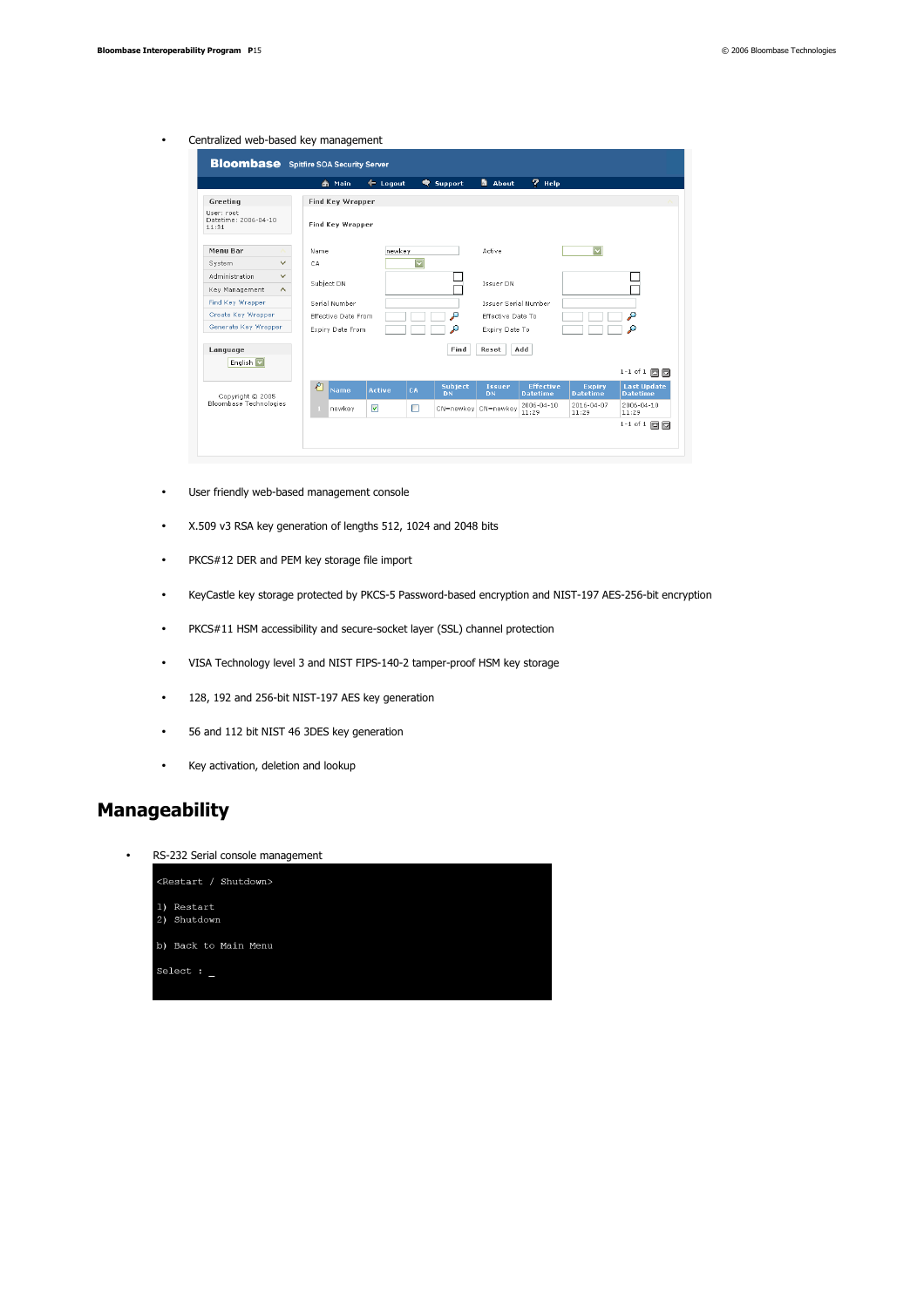- Centralized web-based key management

- User friendly web-based management console
- X.509 v3 RSA key generation of lengths 512, 1024 and 2048 bits
- PKCS#12 DER and PEM key storage file import
- KeyCastle key storage protected by PKCS-5 Password-based encryption and NIST-197 AES-256-bit encryption
- PKCS#11 HSM accessibility and secure-socket layer (SSL) channel protection
- VISA Technology level 3 and NIST FIPS-140-2 tamper-proof HSM key storage
- 128, 192 and 256-bit NIST-197 AES key generation
- 56 and 112 bit NIST 46 3DES key generation
- Key activation, deletion and lookup

## Manageability

- RS-232 Serial console management

```
<Restart / Shutdown>

1) Restart
2) Shutdown

b) Back to Main Menu

Select : _
```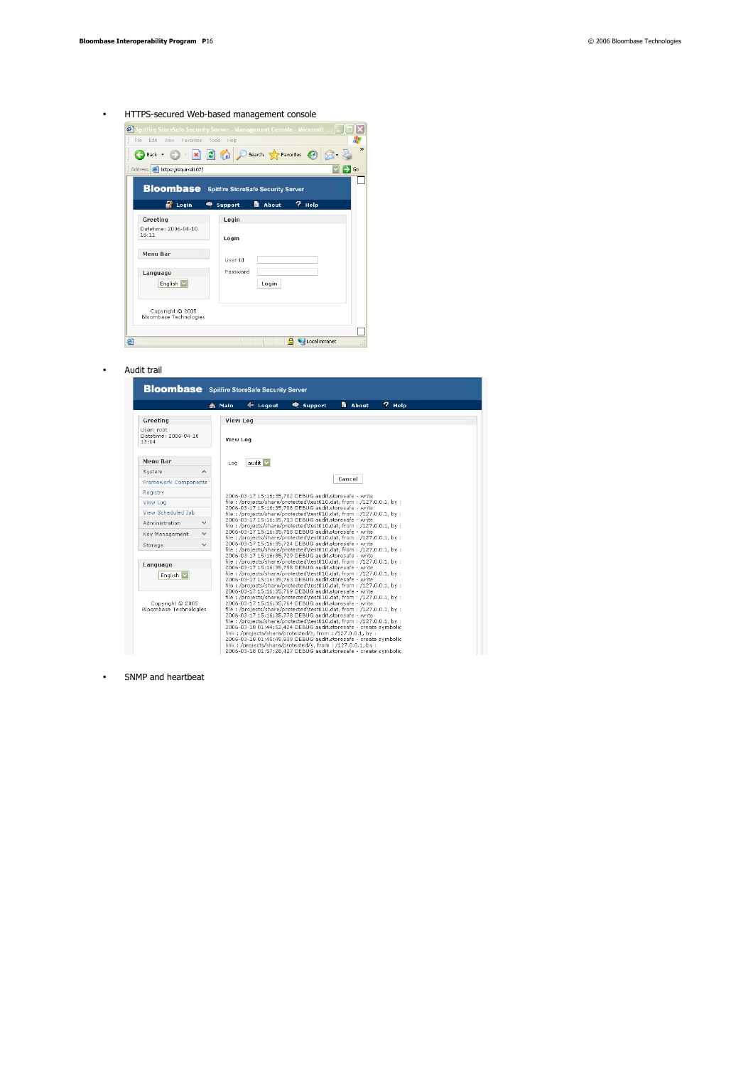- HTTPS-secured Web-based management console

- Audit trail

- SNMP and heartbeat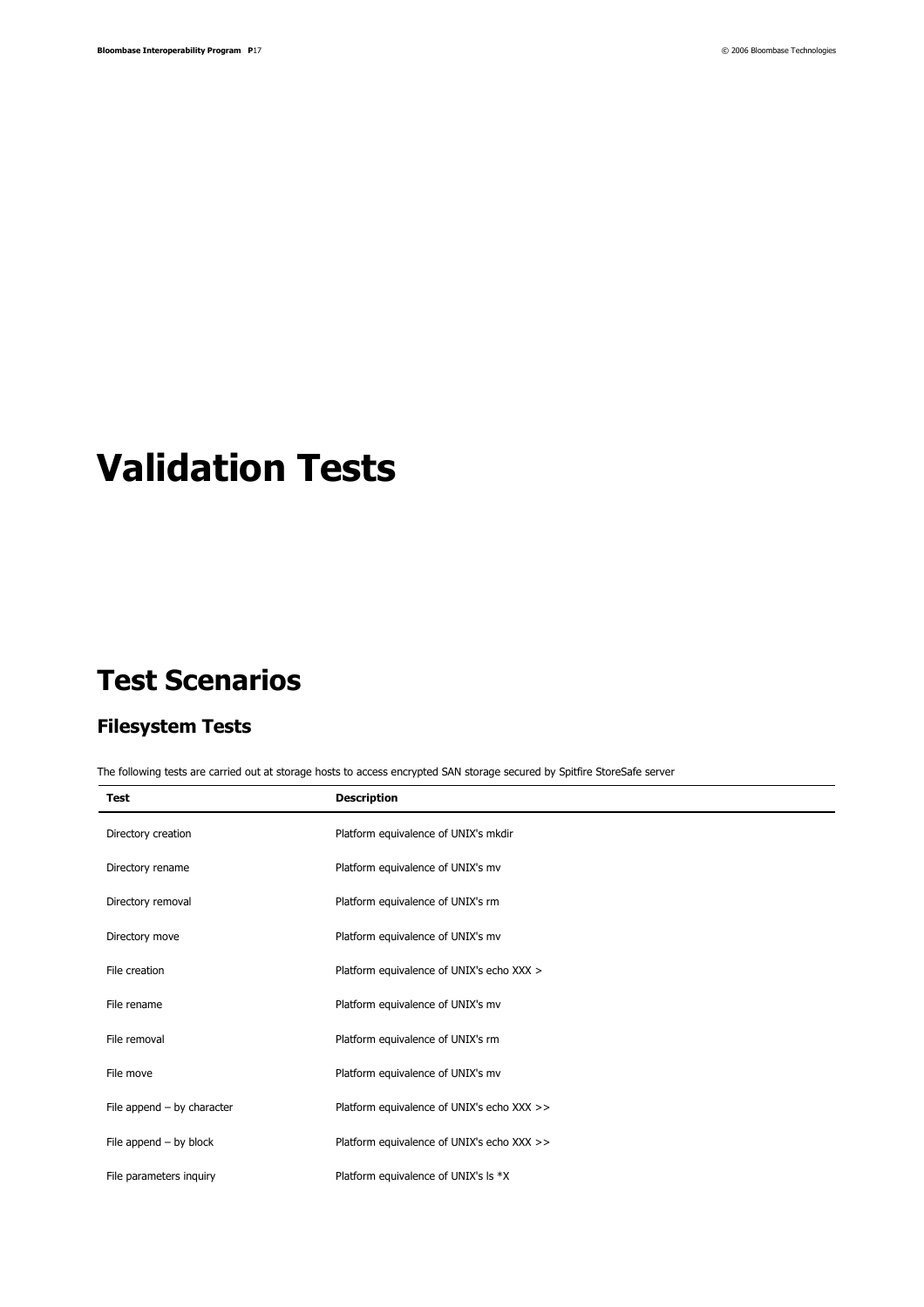# Validation Tests

## Test Scenarios

### Filesystem Tests

The following tests are carried out at storage hosts to access encrypted SAN storage secured by Spitfire StoreSafe server

| Test | Description |
|---|---|
| Directory creation | Platform equivalence of UNIX's mkdir |
| Directory rename | Platform equivalence of UNIX's mv |
| Directory removal | Platform equivalence of UNIX's rm |
| Directory move | Platform equivalence of UNIX's mv |
| File creation | Platform equivalence of UNIX's echo XXX > |
| File rename | Platform equivalence of UNIX's mv |
| File removal | Platform equivalence of UNIX's rm |
| File move | Platform equivalence of UNIX's mv |
| File append – by character | Platform equivalence of UNIX's echo XXX >> |
| File append – by block | Platform equivalence of UNIX's echo XXX >> |
| File parameters inquiry | Platform equivalence of UNIX's ls *X |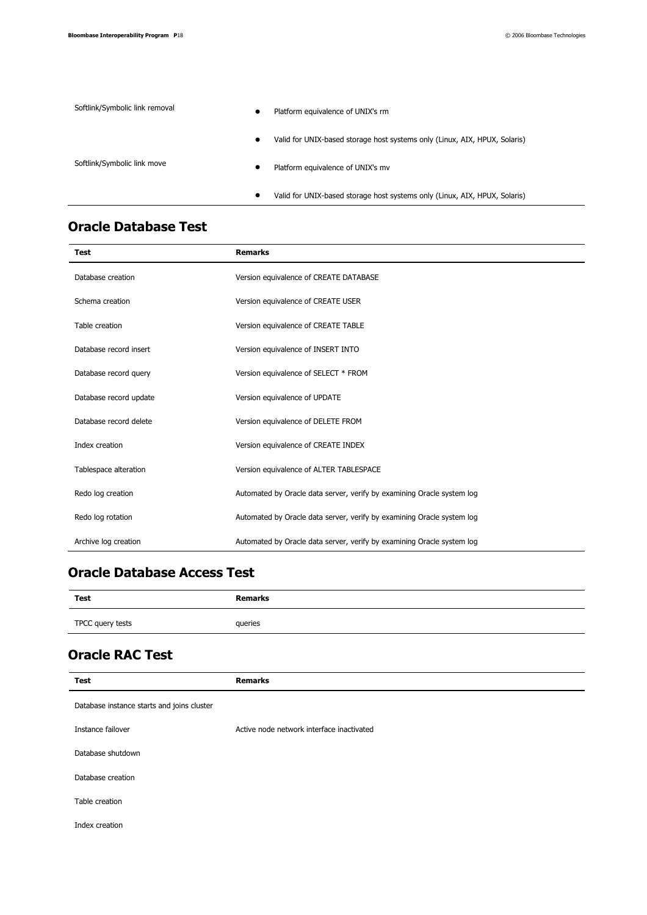| | |
|---|---|
| Softlink/Symbolic link removal | • Platform equivalence of UNIX's rm<br>• Valid for UNIX-based storage host systems only (Linux, AIX, HPUX, Solaris) |
| Softlink/Symbolic link move | • Platform equivalence of UNIX's mv<br>• Valid for UNIX-based storage host systems only (Linux, AIX, HPUX, Solaris) |

## Oracle Database Test

| Test | Remarks |
|---|---|
| Database creation | Version equivalence of CREATE DATABASE |
| Schema creation | Version equivalence of CREATE USER |
| Table creation | Version equivalence of CREATE TABLE |
| Database record insert | Version equivalence of INSERT INTO |
| Database record query | Version equivalence of SELECT * FROM |
| Database record update | Version equivalence of UPDATE |
| Database record delete | Version equivalence of DELETE FROM |
| Index creation | Version equivalence of CREATE INDEX |
| Tablespace alteration | Version equivalence of ALTER TABLESPACE |
| Redo log creation | Automated by Oracle data server, verify by examining Oracle system log |
| Redo log rotation | Automated by Oracle data server, verify by examining Oracle system log |
| Archive log creation | Automated by Oracle data server, verify by examining Oracle system log |

## Oracle Database Access Test

| Test | Remarks |
|---|---|
| TPCC query tests | queries |

## Oracle RAC Test

| Test | Remarks |
|---|---|
| Database instance starts and joins cluster | |
| Instance failover | Active node network interface inactivated |
| Database shutdown | |
| Database creation | |
| Table creation | |
| Index creation | |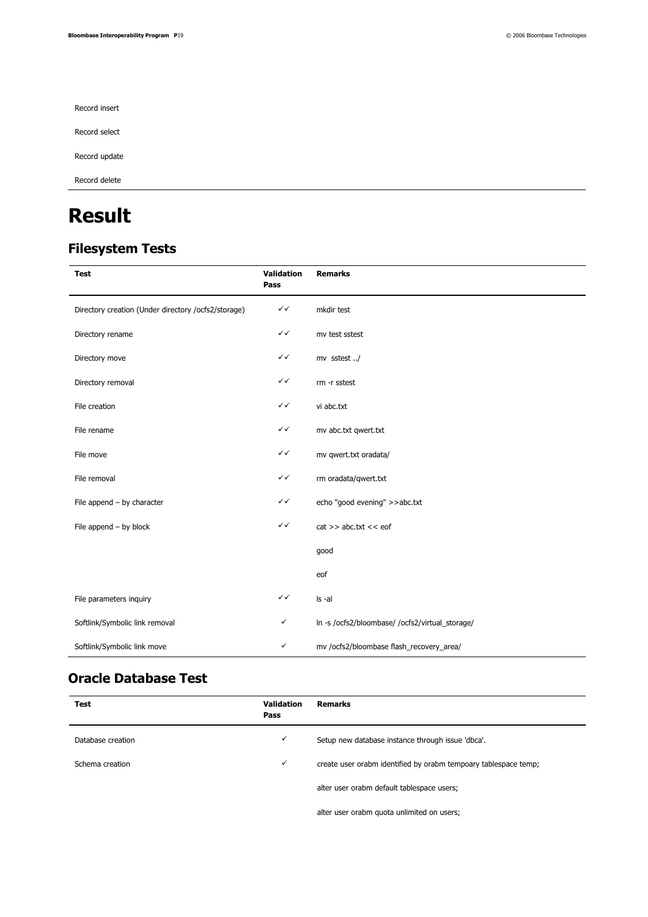Record insert

Record select

Record update

Record delete

# Result

## Filesystem Tests

| Test | Validation Pass | Remarks |
|---|---|---|
| Directory creation (Under directory /ocfs2/storage) | ✓✓ | mkdir test |
| Directory rename | ✓✓ | mv test sstest |
| Directory move | ✓✓ | mv  sstest ../ |
| Directory removal | ✓✓ | rm -r sstest |
| File creation | ✓✓ | vi abc.txt |
| File rename | ✓✓ | mv abc.txt qwert.txt |
| File move | ✓✓ | mv qwert.txt oradata/ |
| File removal | ✓✓ | rm oradata/qwert.txt |
| File append – by character | ✓✓ | echo "good evening" >>abc.txt |
| File append – by block | ✓✓ | cat >> abc.txt << eof |
| | | good |
| | | eof |
| File parameters inquiry | ✓✓ | ls -al |
| Softlink/Symbolic link removal | ✓ | ln -s /ocfs2/bloombase/ /ocfs2/virtual_storage/ |
| Softlink/Symbolic link move | ✓ | mv /ocfs2/bloombase flash_recovery_area/ |

## Oracle Database Test

| Test | Validation Pass | Remarks |
|---|---|---|
| Database creation | ✓ | Setup new database instance through issue 'dbca'. |
| Schema creation | ✓ | create user orabm identified by orabm tempoary tablespace temp; |
| | | alter user orabm default tablespace users; |
| | | alter user orabm quota unlimited on users; |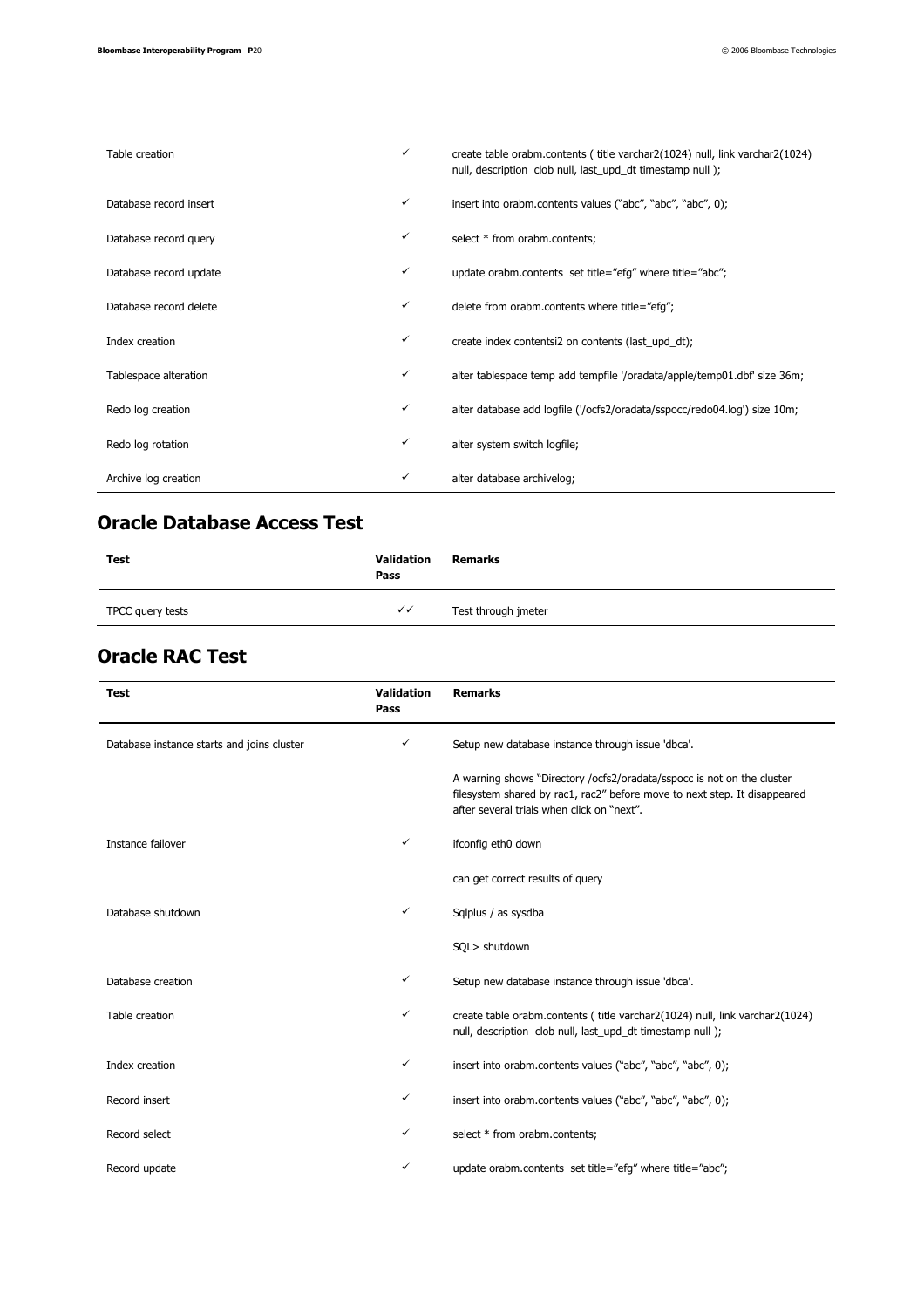| | | |
|---|---|---|
| Table creation | ✓ | create table orabm.contents ( title varchar2(1024) null, link varchar2(1024) null, description clob null, last_upd_dt timestamp null ); |
| Database record insert | ✓ | insert into orabm.contents values ("abc", "abc", "abc", 0); |
| Database record query | ✓ | select * from orabm.contents; |
| Database record update | ✓ | update orabm.contents set title="efg" where title="abc"; |
| Database record delete | ✓ | delete from orabm.contents where title="efg"; |
| Index creation | ✓ | create index contentsi2 on contents (last_upd_dt); |
| Tablespace alteration | ✓ | alter tablespace temp add tempfile '/oradata/apple/temp01.dbf' size 36m; |
| Redo log creation | ✓ | alter database add logfile ('/ocfs2/oradata/sspocc/redo04.log') size 10m; |
| Redo log rotation | ✓ | alter system switch logfile; |
| Archive log creation | ✓ | alter database archivelog; |

## Oracle Database Access Test

| Test | Validation Pass | Remarks |
|---|---|---|
| TPCC query tests | ✓✓ | Test through jmeter |

## Oracle RAC Test

| Test | Validation Pass | Remarks |
|---|---|---|
| Database instance starts and joins cluster | ✓ | Setup new database instance through issue 'dbca'. |
| | | A warning shows "Directory /ocfs2/oradata/sspocc is not on the cluster filesystem shared by rac1, rac2" before move to next step. It disappeared after several trials when click on "next". |
| Instance failover | ✓ | ifconfig eth0 down |
| | | can get correct results of query |
| Database shutdown | ✓ | Sqlplus / as sysdba |
| | | SQL> shutdown |
| Database creation | ✓ | Setup new database instance through issue 'dbca'. |
| Table creation | ✓ | create table orabm.contents ( title varchar2(1024) null, link varchar2(1024) null, description clob null, last_upd_dt timestamp null ); |
| Index creation | ✓ | insert into orabm.contents values ("abc", "abc", "abc", 0); |
| Record insert | ✓ | insert into orabm.contents values ("abc", "abc", "abc", 0); |
| Record select | ✓ | select * from orabm.contents; |
| Record update | ✓ | update orabm.contents set title="efg" where title="abc"; |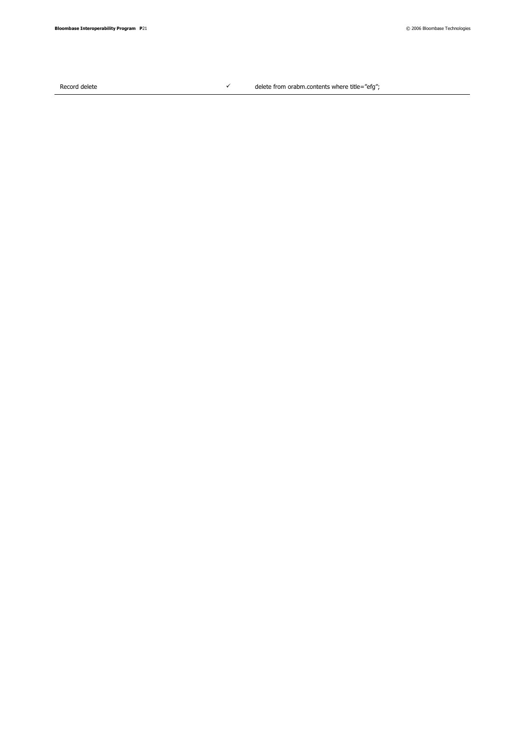| | | |
|---|---|---|
| Record delete | ✓ | delete from orabm.contents where title="efg"; |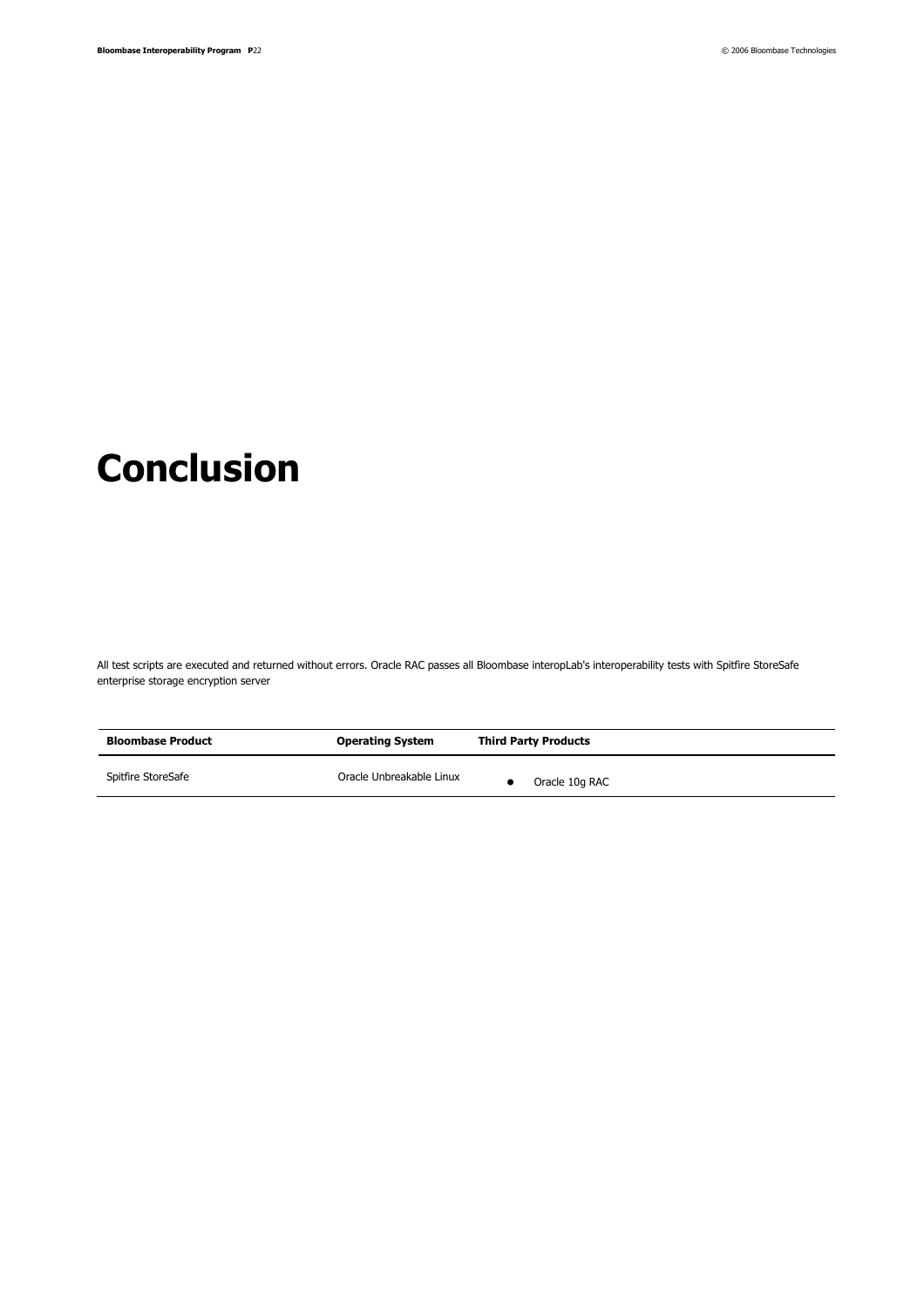# Conclusion

All test scripts are executed and returned without errors. Oracle RAC passes all Bloombase interopLab's interoperability tests with Spitfire StoreSafe enterprise storage encryption server

| Bloombase Product | Operating System | Third Party Products |
|---|---|---|
| Spitfire StoreSafe | Oracle Unbreakable Linux | • Oracle 10g RAC |